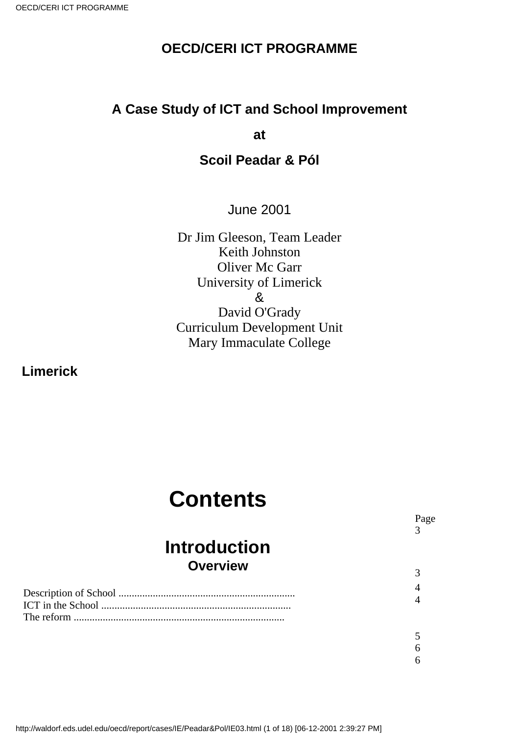# OECD/CERI ICT PROGRAMME

## A Case Study of ICT and School Improvement

**at**

## Scoil Peadar & Pól

June 2001

Dr Jim Gleeson, Team Leader
Keith Johnston
Oliver Mc Garr
University of Limerick
&
David O'Grady
Curriculum Development Unit
Mary Immaculate College

**Limerick**

# Contents

| | Page |
|---|---|
| **Introduction** | 3 |
| **Overview** | 3 |
| Description of School .................................................................. | 4 |
| ICT in the School ....................................................................... | 4 |
| The reform ................................................................................ | |
| | 5 |
| | 6 |
| | 6 |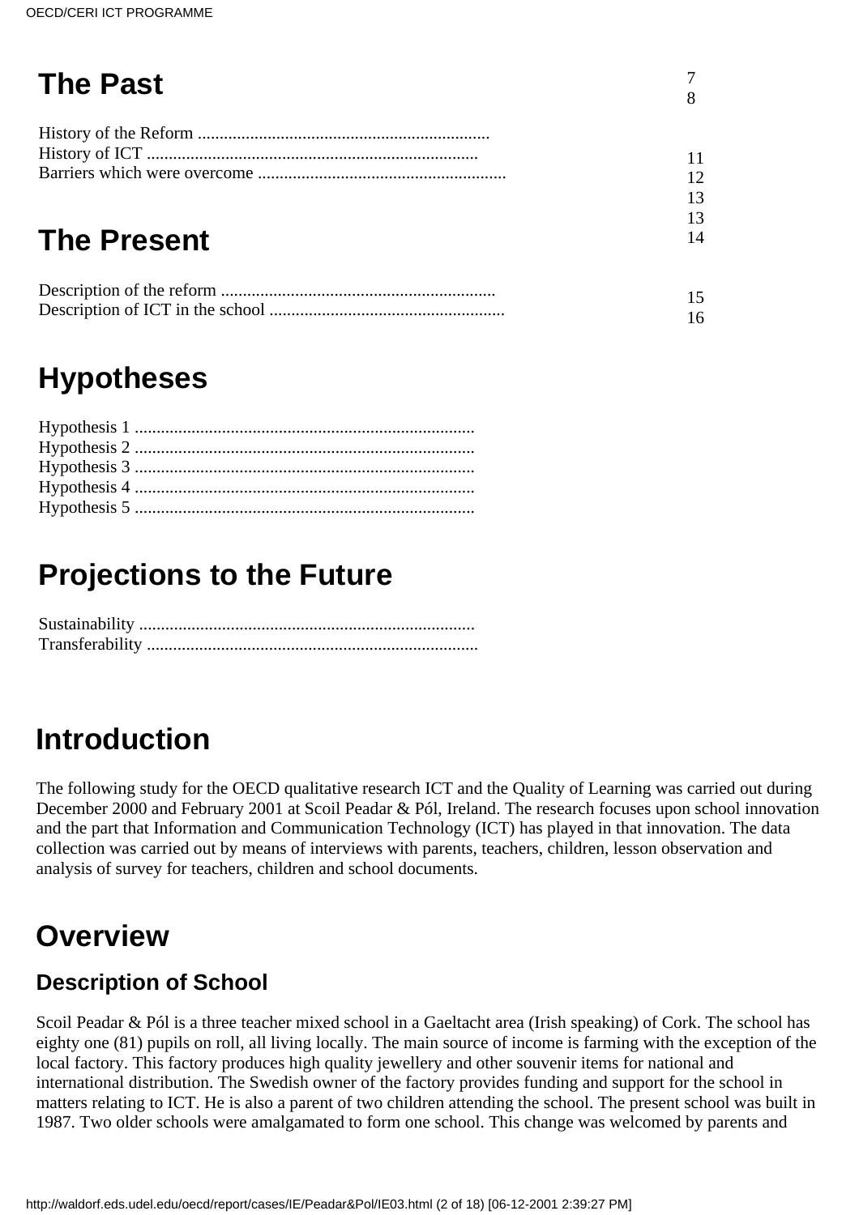## The Past

History of the Reform .................................................................. 7
History of ICT ........................................................................... 8
Barriers which were overcome ........................................................

## The Present

Description of the reform .............................................................. 11
Description of ICT in the school ..................................................... 12

## Hypotheses

Hypothesis 1 ............................................................................. 13
Hypothesis 2 ............................................................................. 13
Hypothesis 3 ............................................................................. 14
Hypothesis 4 .............................................................................
Hypothesis 5 .............................................................................

## Projections to the Future

Sustainability ............................................................................ 15
Transferability ........................................................................... 16

# Introduction

The following study for the OECD qualitative research ICT and the Quality of Learning was carried out during December 2000 and February 2001 at Scoil Peadar & Pól, Ireland. The research focuses upon school innovation and the part that Information and Communication Technology (ICT) has played in that innovation. The data collection was carried out by means of interviews with parents, teachers, children, lesson observation and analysis of survey for teachers, children and school documents.

# Overview

## Description of School

Scoil Peadar & Pól is a three teacher mixed school in a Gaeltacht area (Irish speaking) of Cork. The school has eighty one (81) pupils on roll, all living locally. The main source of income is farming with the exception of the local factory. This factory produces high quality jewellery and other souvenir items for national and international distribution. The Swedish owner of the factory provides funding and support for the school in matters relating to ICT. He is also a parent of two children attending the school. The present school was built in 1987. Two older schools were amalgamated to form one school. This change was welcomed by parents and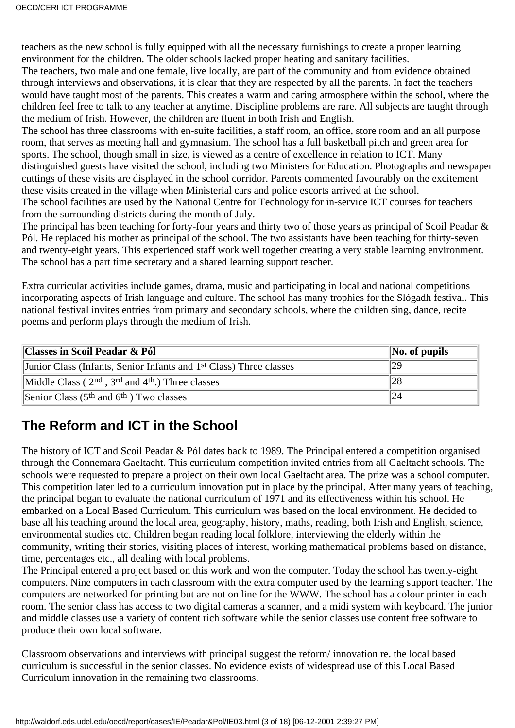teachers as the new school is fully equipped with all the necessary furnishings to create a proper learning environment for the children. The older schools lacked proper heating and sanitary facilities.
The teachers, two male and one female, live locally, are part of the community and from evidence obtained through interviews and observations, it is clear that they are respected by all the parents. In fact the teachers would have taught most of the parents. This creates a warm and caring atmosphere within the school, where the children feel free to talk to any teacher at anytime. Discipline problems are rare. All subjects are taught through the medium of Irish. However, the children are fluent in both Irish and English.
The school has three classrooms with en-suite facilities, a staff room, an office, store room and an all purpose room, that serves as meeting hall and gymnasium. The school has a full basketball pitch and green area for sports. The school, though small in size, is viewed as a centre of excellence in relation to ICT. Many distinguished guests have visited the school, including two Ministers for Education. Photographs and newspaper cuttings of these visits are displayed in the school corridor. Parents commented favourably on the excitement these visits created in the village when Ministerial cars and police escorts arrived at the school.
The school facilities are used by the National Centre for Technology for in-service ICT courses for teachers from the surrounding districts during the month of July.
The principal has been teaching for forty-four years and thirty two of those years as principal of Scoil Peadar & Pól. He replaced his mother as principal of the school. The two assistants have been teaching for thirty-seven and twenty-eight years. This experienced staff work well together creating a very stable learning environment. The school has a part time secretary and a shared learning support teacher.

Extra curricular activities include games, drama, music and participating in local and national competitions incorporating aspects of Irish language and culture. The school has many trophies for the Slógadh festival. This national festival invites entries from primary and secondary schools, where the children sing, dance, recite poems and perform plays through the medium of Irish.

| Classes in Scoil Peadar & Pól | No. of pupils |
| --- | --- |
| Junior Class (Infants, Senior Infants and 1st Class) Three classes | 29 |
| Middle Class ( 2nd , 3rd and 4th.) Three classes | 28 |
| Senior Class (5th and 6th ) Two classes | 24 |

## The Reform and ICT in the School

The history of ICT and Scoil Peadar & Pól dates back to 1989. The Principal entered a competition organised through the Connemara Gaeltacht. This curriculum competition invited entries from all Gaeltacht schools. The schools were requested to prepare a project on their own local Gaeltacht area. The prize was a school computer. This competition later led to a curriculum innovation put in place by the principal. After many years of teaching, the principal began to evaluate the national curriculum of 1971 and its effectiveness within his school. He embarked on a Local Based Curriculum. This curriculum was based on the local environment. He decided to base all his teaching around the local area, geography, history, maths, reading, both Irish and English, science, environmental studies etc. Children began reading local folklore, interviewing the elderly within the community, writing their stories, visiting places of interest, working mathematical problems based on distance, time, percentages etc., all dealing with local problems.
The Principal entered a project based on this work and won the computer. Today the school has twenty-eight computers. Nine computers in each classroom with the extra computer used by the learning support teacher. The computers are networked for printing but are not on line for the WWW. The school has a colour printer in each room. The senior class has access to two digital cameras a scanner, and a midi system with keyboard. The junior and middle classes use a variety of content rich software while the senior classes use content free software to produce their own local software.

Classroom observations and interviews with principal suggest the reform/ innovation re. the local based curriculum is successful in the senior classes. No evidence exists of widespread use of this Local Based Curriculum innovation in the remaining two classrooms.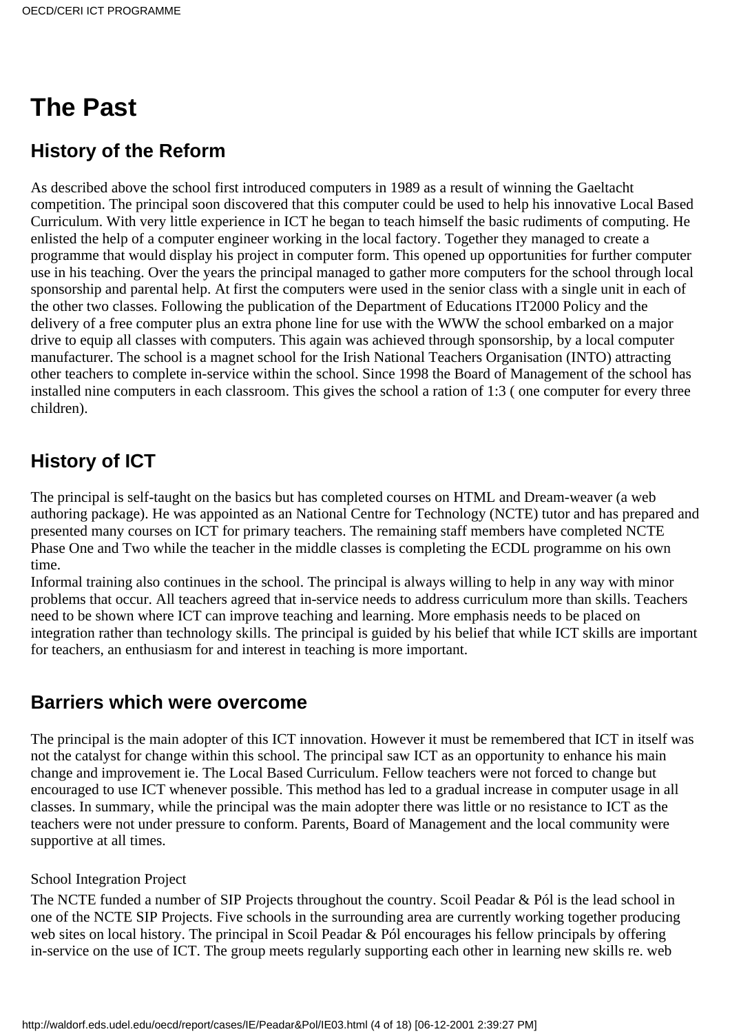# The Past

## History of the Reform

As described above the school first introduced computers in 1989 as a result of winning the Gaeltacht competition. The principal soon discovered that this computer could be used to help his innovative Local Based Curriculum. With very little experience in ICT he began to teach himself the basic rudiments of computing. He enlisted the help of a computer engineer working in the local factory. Together they managed to create a programme that would display his project in computer form. This opened up opportunities for further computer use in his teaching. Over the years the principal managed to gather more computers for the school through local sponsorship and parental help. At first the computers were used in the senior class with a single unit in each of the other two classes. Following the publication of the Department of Educations IT2000 Policy and the delivery of a free computer plus an extra phone line for use with the WWW the school embarked on a major drive to equip all classes with computers. This again was achieved through sponsorship, by a local computer manufacturer. The school is a magnet school for the Irish National Teachers Organisation (INTO) attracting other teachers to complete in-service within the school. Since 1998 the Board of Management of the school has installed nine computers in each classroom. This gives the school a ration of 1:3 ( one computer for every three children).

## History of ICT

The principal is self-taught on the basics but has completed courses on HTML and Dream-weaver (a web authoring package). He was appointed as an National Centre for Technology (NCTE) tutor and has prepared and presented many courses on ICT for primary teachers. The remaining staff members have completed NCTE Phase One and Two while the teacher in the middle classes is completing the ECDL programme on his own time.

Informal training also continues in the school. The principal is always willing to help in any way with minor problems that occur. All teachers agreed that in-service needs to address curriculum more than skills. Teachers need to be shown where ICT can improve teaching and learning. More emphasis needs to be placed on integration rather than technology skills. The principal is guided by his belief that while ICT skills are important for teachers, an enthusiasm for and interest in teaching is more important.

## Barriers which were overcome

The principal is the main adopter of this ICT innovation. However it must be remembered that ICT in itself was not the catalyst for change within this school. The principal saw ICT as an opportunity to enhance his main change and improvement ie. The Local Based Curriculum. Fellow teachers were not forced to change but encouraged to use ICT whenever possible. This method has led to a gradual increase in computer usage in all classes. In summary, while the principal was the main adopter there was little or no resistance to ICT as the teachers were not under pressure to conform. Parents, Board of Management and the local community were supportive at all times.

School Integration Project

The NCTE funded a number of SIP Projects throughout the country. Scoil Peadar & Pól is the lead school in one of the NCTE SIP Projects. Five schools in the surrounding area are currently working together producing web sites on local history. The principal in Scoil Peadar & Pól encourages his fellow principals by offering in-service on the use of ICT. The group meets regularly supporting each other in learning new skills re. web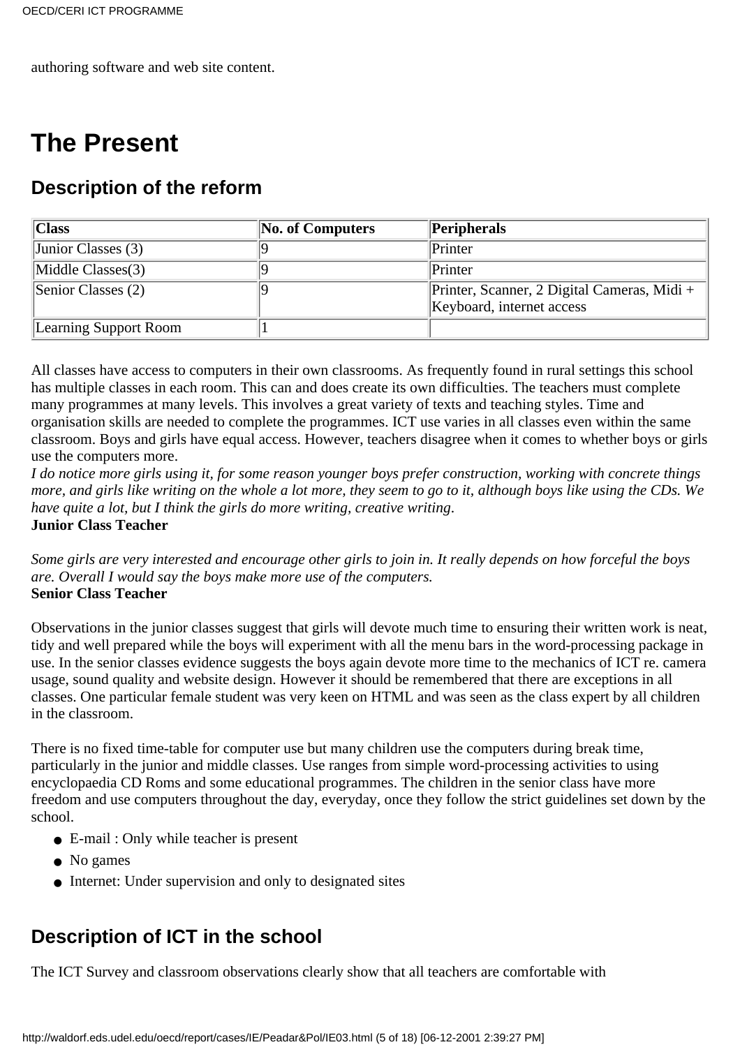authoring software and web site content.

# The Present

## Description of the reform

| Class | No. of Computers | Peripherals |
|---|---|---|
| Junior Classes (3) | 9 | Printer |
| Middle Classes(3) | 9 | Printer |
| Senior Classes (2) | 9 | Printer, Scanner, 2 Digital Cameras, Midi + Keyboard, internet access |
| Learning Support Room | 1 | |

All classes have access to computers in their own classrooms. As frequently found in rural settings this school has multiple classes in each room. This can and does create its own difficulties. The teachers must complete many programmes at many levels. This involves a great variety of texts and teaching styles. Time and organisation skills are needed to complete the programmes. ICT use varies in all classes even within the same classroom. Boys and girls have equal access. However, teachers disagree when it comes to whether boys or girls use the computers more.

*I do notice more girls using it, for some reason younger boys prefer construction, working with concrete things more, and girls like writing on the whole a lot more, they seem to go to it, although boys like using the CDs. We have quite a lot, but I think the girls do more writing, creative writing.*
**Junior Class Teacher**

*Some girls are very interested and encourage other girls to join in. It really depends on how forceful the boys are. Overall I would say the boys make more use of the computers.*
**Senior Class Teacher**

Observations in the junior classes suggest that girls will devote much time to ensuring their written work is neat, tidy and well prepared while the boys will experiment with all the menu bars in the word-processing package in use. In the senior classes evidence suggests the boys again devote more time to the mechanics of ICT re. camera usage, sound quality and website design. However it should be remembered that there are exceptions in all classes. One particular female student was very keen on HTML and was seen as the class expert by all children in the classroom.

There is no fixed time-table for computer use but many children use the computers during break time, particularly in the junior and middle classes. Use ranges from simple word-processing activities to using encyclopaedia CD Roms and some educational programmes. The children in the senior class have more freedom and use computers throughout the day, everyday, once they follow the strict guidelines set down by the school.

- E-mail : Only while teacher is present
- No games
- Internet: Under supervision and only to designated sites

## Description of ICT in the school

The ICT Survey and classroom observations clearly show that all teachers are comfortable with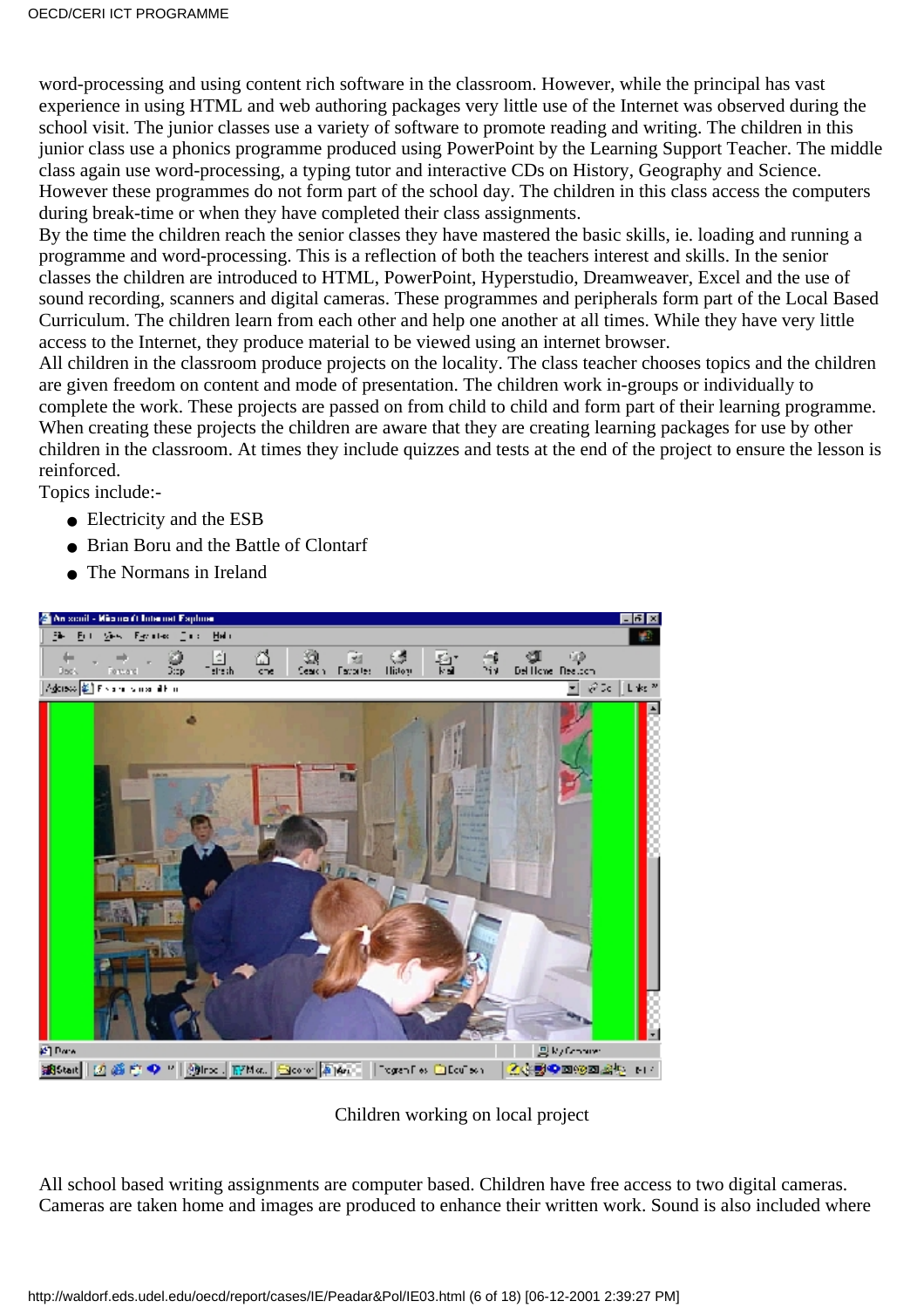word-processing and using content rich software in the classroom. However, while the principal has vast experience in using HTML and web authoring packages very little use of the Internet was observed during the school visit. The junior classes use a variety of software to promote reading and writing. The children in this junior class use a phonics programme produced using PowerPoint by the Learning Support Teacher. The middle class again use word-processing, a typing tutor and interactive CDs on History, Geography and Science. However these programmes do not form part of the school day. The children in this class access the computers during break-time or when they have completed their class assignments.
By the time the children reach the senior classes they have mastered the basic skills, ie. loading and running a programme and word-processing. This is a reflection of both the teachers interest and skills. In the senior classes the children are introduced to HTML, PowerPoint, Hyperstudio, Dreamweaver, Excel and the use of sound recording, scanners and digital cameras. These programmes and peripherals form part of the Local Based Curriculum. The children learn from each other and help one another at all times. While they have very little access to the Internet, they produce material to be viewed using an internet browser.
All children in the classroom produce projects on the locality. The class teacher chooses topics and the children are given freedom on content and mode of presentation. The children work in-groups or individually to complete the work. These projects are passed on from child to child and form part of their learning programme. When creating these projects the children are aware that they are creating learning packages for use by other children in the classroom. At times they include quizzes and tests at the end of the project to ensure the lesson is reinforced.
Topics include:-

- Electricity and the ESB
- Brian Boru and the Battle of Clontarf
- The Normans in Ireland

Children working on local project

All school based writing assignments are computer based. Children have free access to two digital cameras. Cameras are taken home and images are produced to enhance their written work. Sound is also included where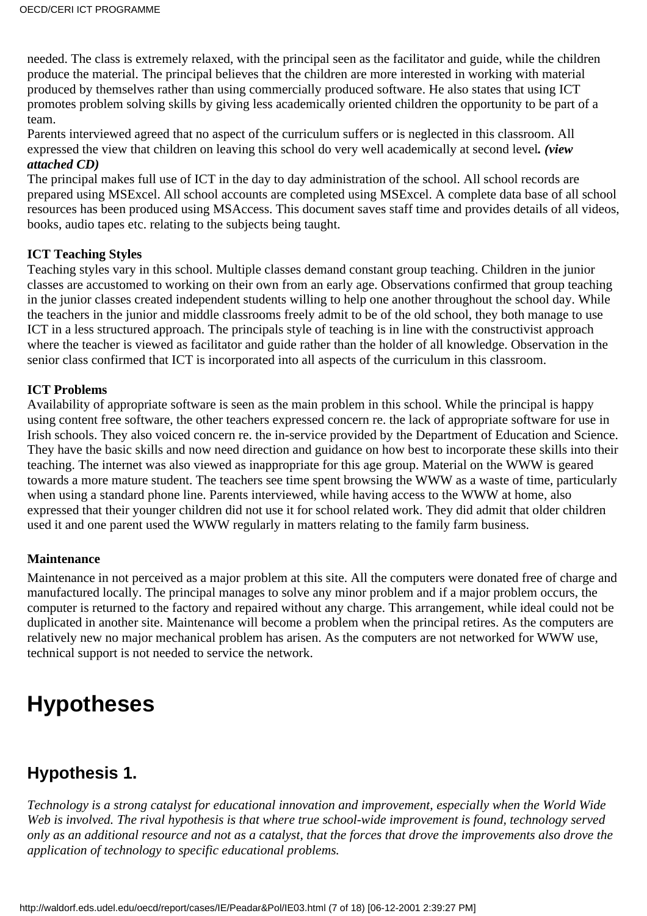needed. The class is extremely relaxed, with the principal seen as the facilitator and guide, while the children produce the material. The principal believes that the children are more interested in working with material produced by themselves rather than using commercially produced software. He also states that using ICT promotes problem solving skills by giving less academically oriented children the opportunity to be part of a team.

Parents interviewed agreed that no aspect of the curriculum suffers or is neglected in this classroom. All expressed the view that children on leaving this school do very well academically at second level***. (view attached CD)***

The principal makes full use of ICT in the day to day administration of the school. All school records are prepared using MSExcel. All school accounts are completed using MSExcel. A complete data base of all school resources has been produced using MSAccess. This document saves staff time and provides details of all videos, books, audio tapes etc. relating to the subjects being taught.

**ICT Teaching Styles**

Teaching styles vary in this school. Multiple classes demand constant group teaching. Children in the junior classes are accustomed to working on their own from an early age. Observations confirmed that group teaching in the junior classes created independent students willing to help one another throughout the school day. While the teachers in the junior and middle classrooms freely admit to be of the old school, they both manage to use ICT in a less structured approach. The principals style of teaching is in line with the constructivist approach where the teacher is viewed as facilitator and guide rather than the holder of all knowledge. Observation in the senior class confirmed that ICT is incorporated into all aspects of the curriculum in this classroom.

**ICT Problems**

Availability of appropriate software is seen as the main problem in this school. While the principal is happy using content free software, the other teachers expressed concern re. the lack of appropriate software for use in Irish schools. They also voiced concern re. the in-service provided by the Department of Education and Science. They have the basic skills and now need direction and guidance on how best to incorporate these skills into their teaching. The internet was also viewed as inappropriate for this age group. Material on the WWW is geared towards a more mature student. The teachers see time spent browsing the WWW as a waste of time, particularly when using a standard phone line. Parents interviewed, while having access to the WWW at home, also expressed that their younger children did not use it for school related work. They did admit that older children used it and one parent used the WWW regularly in matters relating to the family farm business.

**Maintenance**

Maintenance in not perceived as a major problem at this site. All the computers were donated free of charge and manufactured locally. The principal manages to solve any minor problem and if a major problem occurs, the computer is returned to the factory and repaired without any charge. This arrangement, while ideal could not be duplicated in another site. Maintenance will become a problem when the principal retires. As the computers are relatively new no major mechanical problem has arisen. As the computers are not networked for WWW use, technical support is not needed to service the network.

# Hypotheses

## Hypothesis 1.

*Technology is a strong catalyst for educational innovation and improvement, especially when the World Wide Web is involved. The rival hypothesis is that where true school-wide improvement is found, technology served only as an additional resource and not as a catalyst, that the forces that drove the improvements also drove the application of technology to specific educational problems.*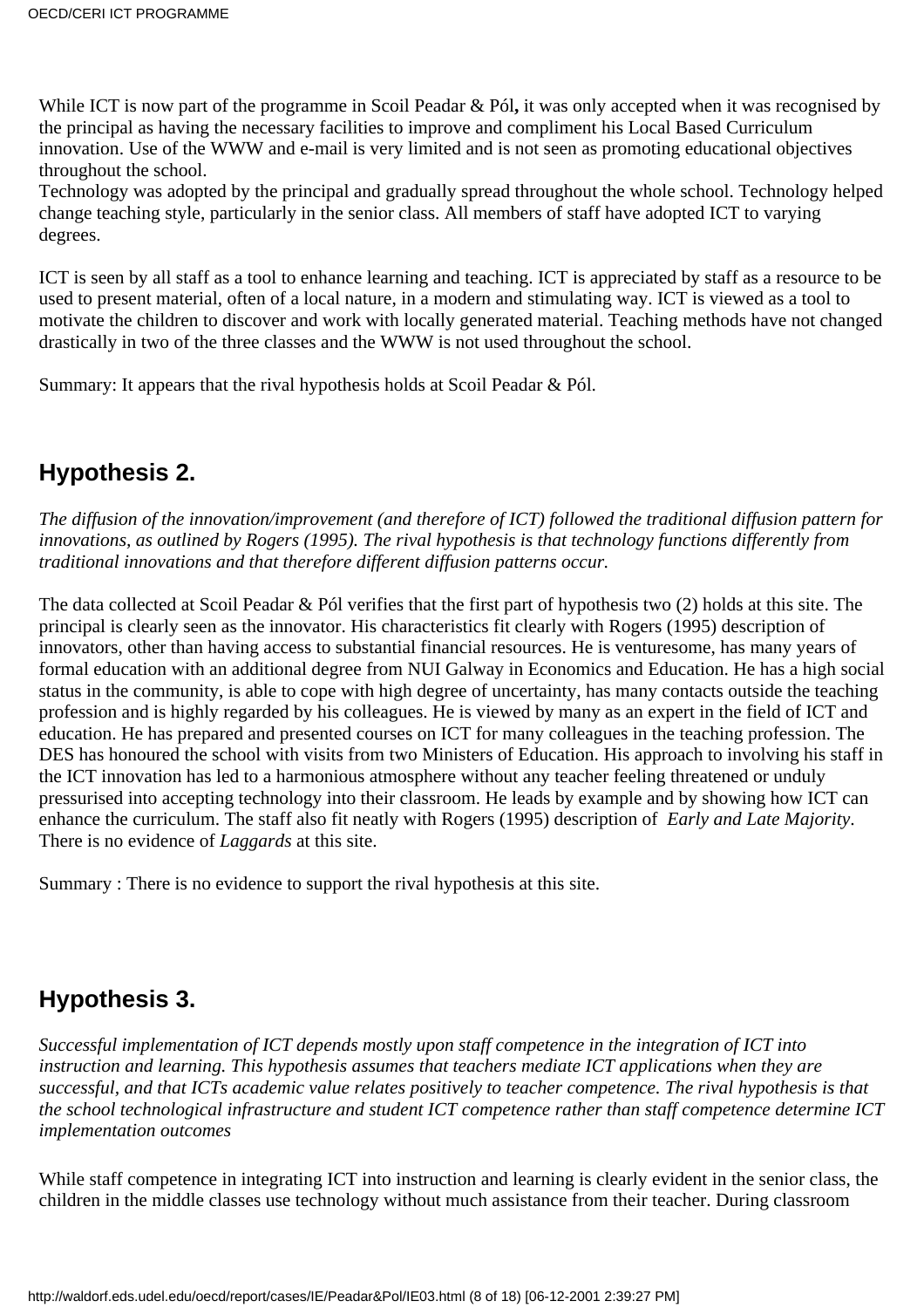While ICT is now part of the programme in Scoil Peadar & Pól**,** it was only accepted when it was recognised by the principal as having the necessary facilities to improve and compliment his Local Based Curriculum innovation. Use of the WWW and e-mail is very limited and is not seen as promoting educational objectives throughout the school.
Technology was adopted by the principal and gradually spread throughout the whole school. Technology helped change teaching style, particularly in the senior class. All members of staff have adopted ICT to varying degrees.

ICT is seen by all staff as a tool to enhance learning and teaching. ICT is appreciated by staff as a resource to be used to present material, often of a local nature, in a modern and stimulating way. ICT is viewed as a tool to motivate the children to discover and work with locally generated material. Teaching methods have not changed drastically in two of the three classes and the WWW is not used throughout the school.

Summary: It appears that the rival hypothesis holds at Scoil Peadar & Pól.

## Hypothesis 2.

*The diffusion of the innovation/improvement (and therefore of ICT) followed the traditional diffusion pattern for innovations, as outlined by Rogers (1995). The rival hypothesis is that technology functions differently from traditional innovations and that therefore different diffusion patterns occur.*

The data collected at Scoil Peadar & Pól verifies that the first part of hypothesis two (2) holds at this site. The principal is clearly seen as the innovator. His characteristics fit clearly with Rogers (1995) description of innovators, other than having access to substantial financial resources. He is venturesome, has many years of formal education with an additional degree from NUI Galway in Economics and Education. He has a high social status in the community, is able to cope with high degree of uncertainty, has many contacts outside the teaching profession and is highly regarded by his colleagues. He is viewed by many as an expert in the field of ICT and education. He has prepared and presented courses on ICT for many colleagues in the teaching profession. The DES has honoured the school with visits from two Ministers of Education. His approach to involving his staff in the ICT innovation has led to a harmonious atmosphere without any teacher feeling threatened or unduly pressurised into accepting technology into their classroom. He leads by example and by showing how ICT can enhance the curriculum. The staff also fit neatly with Rogers (1995) description of *Early and Late Majority*. There is no evidence of *Laggards* at this site.

Summary : There is no evidence to support the rival hypothesis at this site.

## Hypothesis 3.

*Successful implementation of ICT depends mostly upon staff competence in the integration of ICT into instruction and learning. This hypothesis assumes that teachers mediate ICT applications when they are successful, and that ICTs academic value relates positively to teacher competence. The rival hypothesis is that the school technological infrastructure and student ICT competence rather than staff competence determine ICT implementation outcomes*

While staff competence in integrating ICT into instruction and learning is clearly evident in the senior class, the children in the middle classes use technology without much assistance from their teacher. During classroom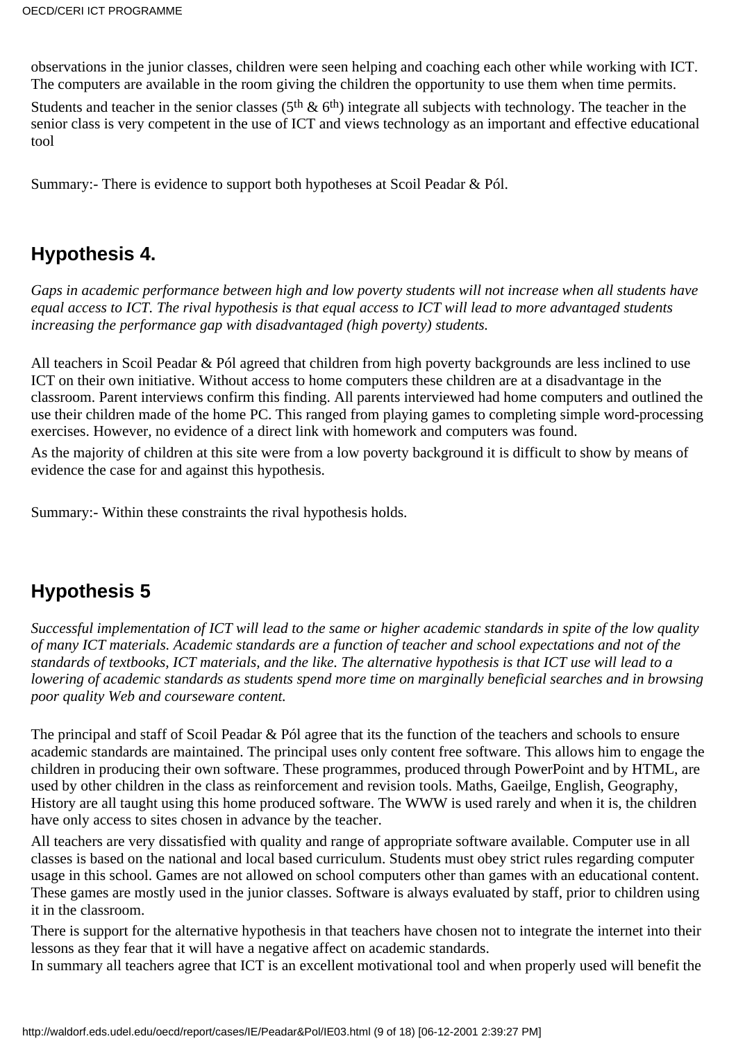observations in the junior classes, children were seen helping and coaching each other while working with ICT. The computers are available in the room giving the children the opportunity to use them when time permits.

Students and teacher in the senior classes (5th & 6th) integrate all subjects with technology. The teacher in the senior class is very competent in the use of ICT and views technology as an important and effective educational tool

Summary:- There is evidence to support both hypotheses at Scoil Peadar & Pól.

## Hypothesis 4.

*Gaps in academic performance between high and low poverty students will not increase when all students have equal access to ICT. The rival hypothesis is that equal access to ICT will lead to more advantaged students increasing the performance gap with disadvantaged (high poverty) students.*

All teachers in Scoil Peadar & Pól agreed that children from high poverty backgrounds are less inclined to use ICT on their own initiative. Without access to home computers these children are at a disadvantage in the classroom. Parent interviews confirm this finding. All parents interviewed had home computers and outlined the use their children made of the home PC. This ranged from playing games to completing simple word-processing exercises. However, no evidence of a direct link with homework and computers was found.

As the majority of children at this site were from a low poverty background it is difficult to show by means of evidence the case for and against this hypothesis.

Summary:- Within these constraints the rival hypothesis holds.

## Hypothesis 5

*Successful implementation of ICT will lead to the same or higher academic standards in spite of the low quality of many ICT materials. Academic standards are a function of teacher and school expectations and not of the standards of textbooks, ICT materials, and the like. The alternative hypothesis is that ICT use will lead to a lowering of academic standards as students spend more time on marginally beneficial searches and in browsing poor quality Web and courseware content.*

The principal and staff of Scoil Peadar & Pól agree that its the function of the teachers and schools to ensure academic standards are maintained. The principal uses only content free software. This allows him to engage the children in producing their own software. These programmes, produced through PowerPoint and by HTML, are used by other children in the class as reinforcement and revision tools. Maths, Gaeilge, English, Geography, History are all taught using this home produced software. The WWW is used rarely and when it is, the children have only access to sites chosen in advance by the teacher.

All teachers are very dissatisfied with quality and range of appropriate software available. Computer use in all classes is based on the national and local based curriculum. Students must obey strict rules regarding computer usage in this school. Games are not allowed on school computers other than games with an educational content. These games are mostly used in the junior classes. Software is always evaluated by staff, prior to children using it in the classroom.

There is support for the alternative hypothesis in that teachers have chosen not to integrate the internet into their lessons as they fear that it will have a negative affect on academic standards.

In summary all teachers agree that ICT is an excellent motivational tool and when properly used will benefit the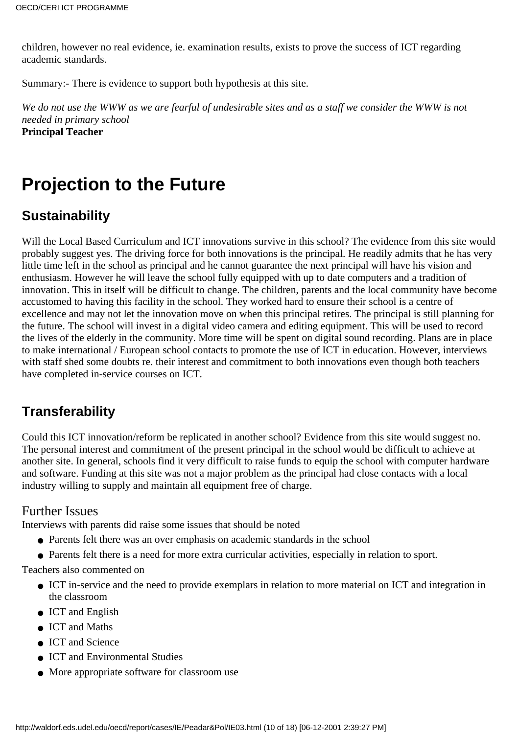children, however no real evidence, ie. examination results, exists to prove the success of ICT regarding academic standards.

Summary:- There is evidence to support both hypothesis at this site.

*We do not use the WWW as we are fearful of undesirable sites and as a staff we consider the WWW is not needed in primary school*
**Principal Teacher**

# Projection to the Future

## Sustainability

Will the Local Based Curriculum and ICT innovations survive in this school? The evidence from this site would probably suggest yes. The driving force for both innovations is the principal. He readily admits that he has very little time left in the school as principal and he cannot guarantee the next principal will have his vision and enthusiasm. However he will leave the school fully equipped with up to date computers and a tradition of innovation. This in itself will be difficult to change. The children, parents and the local community have become accustomed to having this facility in the school. They worked hard to ensure their school is a centre of excellence and may not let the innovation move on when this principal retires. The principal is still planning for the future. The school will invest in a digital video camera and editing equipment. This will be used to record the lives of the elderly in the community. More time will be spent on digital sound recording. Plans are in place to make international / European school contacts to promote the use of ICT in education. However, interviews with staff shed some doubts re. their interest and commitment to both innovations even though both teachers have completed in-service courses on ICT.

## Transferability

Could this ICT innovation/reform be replicated in another school? Evidence from this site would suggest no. The personal interest and commitment of the present principal in the school would be difficult to achieve at another site. In general, schools find it very difficult to raise funds to equip the school with computer hardware and software. Funding at this site was not a major problem as the principal had close contacts with a local industry willing to supply and maintain all equipment free of charge.

### Further Issues

Interviews with parents did raise some issues that should be noted

- Parents felt there was an over emphasis on academic standards in the school
- Parents felt there is a need for more extra curricular activities, especially in relation to sport.

Teachers also commented on

- ICT in-service and the need to provide exemplars in relation to more material on ICT and integration in the classroom
- ICT and English
- ICT and Maths
- ICT and Science
- ICT and Environmental Studies
- More appropriate software for classroom use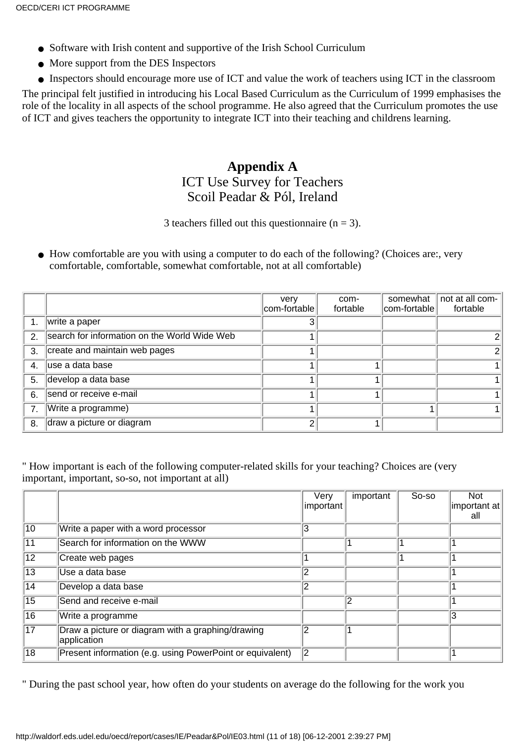- Software with Irish content and supportive of the Irish School Curriculum
- More support from the DES Inspectors
- Inspectors should encourage more use of ICT and value the work of teachers using ICT in the classroom

The principal felt justified in introducing his Local Based Curriculum as the Curriculum of 1999 emphasises the role of the locality in all aspects of the school programme. He also agreed that the Curriculum promotes the use of ICT and gives teachers the opportunity to integrate ICT into their teaching and childrens learning.

## Appendix A

### ICT Use Survey for Teachers
### Scoil Peadar & Pól, Ireland

3 teachers filled out this questionnaire (n = 3).

- How comfortable are you with using a computer to do each of the following? (Choices are:, very comfortable, comfortable, somewhat comfortable, not at all comfortable)

| | | very com-fortable | com-fortable | somewhat com-fortable | not at all com-fortable |
|---|---|---|---|---|---|
| 1. | write a paper | 3 | | | |
| 2. | search for information on the World Wide Web | 1 | | | 2 |
| 3. | create and maintain web pages | 1 | | | 2 |
| 4. | use a data base | 1 | 1 | | 1 |
| 5. | develop a data base | 1 | 1 | | 1 |
| 6. | send or receive e-mail | 1 | 1 | | 1 |
| 7. | Write a programme) | 1 | | 1 | 1 |
| 8. | draw a picture or diagram | 2 | 1 | | |

" How important is each of the following computer-related skills for your teaching? Choices are (very important, important, so-so, not important at all)

| | | Very important | important | So-so | Not important at all |
|---|---|---|---|---|---|
| 10 | Write a paper with a word processor | 3 | | | |
| 11 | Search for information on the WWW | | 1 | 1 | 1 |
| 12 | Create web pages | 1 | | 1 | 1 |
| 13 | Use a data base | 2 | | | 1 |
| 14 | Develop a data base | 2 | | | 1 |
| 15 | Send and receive e-mail | | 2 | | 1 |
| 16 | Write a programme | | | | 3 |
| 17 | Draw a picture or diagram with a graphing/drawing application | 2 | 1 | | |
| 18 | Present information (e.g. using PowerPoint or equivalent) | 2 | | | 1 |

" During the past school year, how often do your students on average do the following for the work you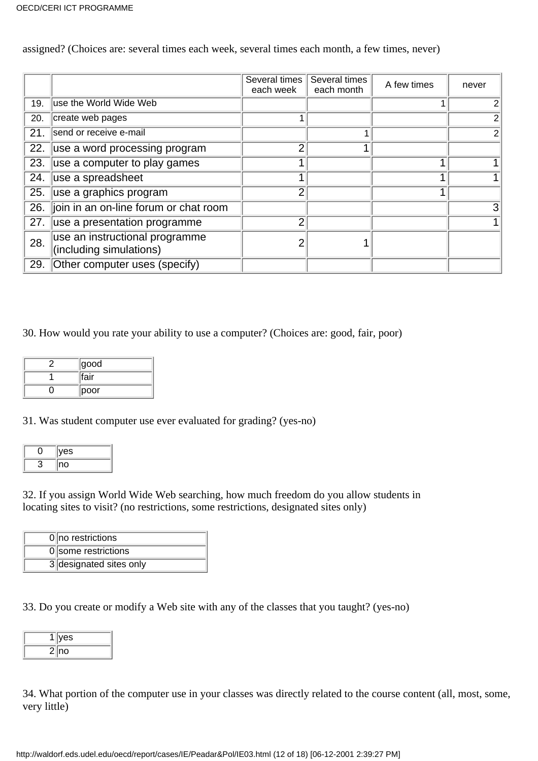assigned? (Choices are: several times each week, several times each month, a few times, never)

| | | Several times each week | Several times each month | A few times | never |
|---|---|---|---|---|---|
| 19. | use the World Wide Web | | | 1 | 2 |
| 20. | create web pages | 1 | | | 2 |
| 21. | send or receive e-mail | | 1 | | 2 |
| 22. | use a word processing program | 2 | 1 | | |
| 23. | use a computer to play games | 1 | | 1 | 1 |
| 24. | use a spreadsheet | 1 | | 1 | 1 |
| 25. | use a graphics program | 2 | | 1 | |
| 26. | join in an on-line forum or chat room | | | | 3 |
| 27. | use a presentation programme | 2 | | | 1 |
| 28. | use an instructional programme (including simulations) | 2 | 1 | | |
| 29. | Other computer uses (specify) | | | | |

30. How would you rate your ability to use a computer? (Choices are: good, fair, poor)

| | |
|---|---|
| 2 | good |
| 1 | fair |
| 0 | poor |

31. Was student computer use ever evaluated for grading? (yes-no)

| | |
|---|---|
| 0 | yes |
| 3 | no |

32. If you assign World Wide Web searching, how much freedom do you allow students in locating sites to visit? (no restrictions, some restrictions, designated sites only)

| | |
|---|---|
| 0 | no restrictions |
| 0 | some restrictions |
| 3 | designated sites only |

33. Do you create or modify a Web site with any of the classes that you taught? (yes-no)

| | |
|---|---|
| 1 | yes |
| 2 | no |

34. What portion of the computer use in your classes was directly related to the course content (all, most, some, very little)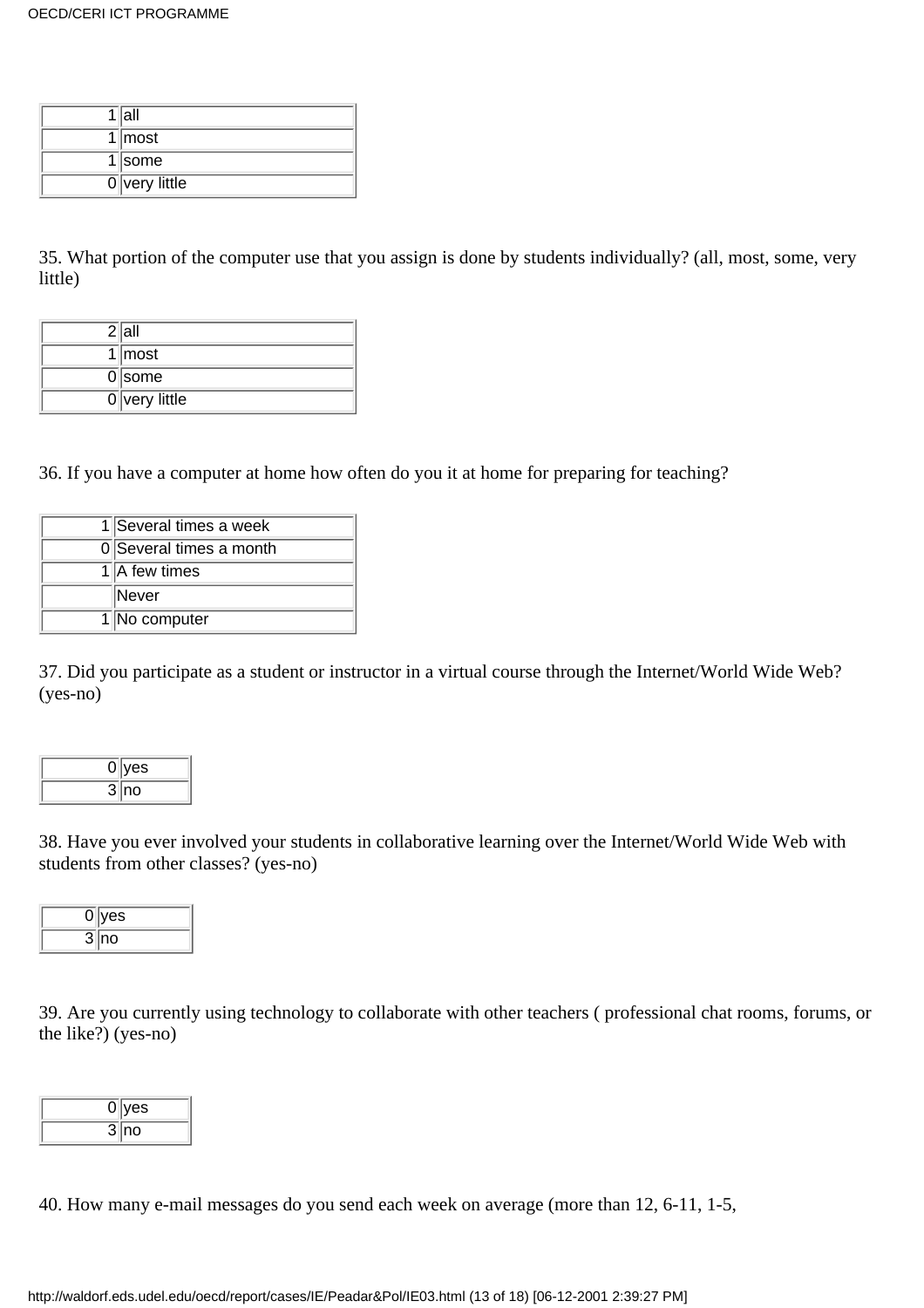| | |
|---|---|
| 1 | all |
| 1 | most |
| 1 | some |
| 0 | very little |

35. What portion of the computer use that you assign is done by students individually? (all, most, some, very little)

| | |
|---|---|
| 2 | all |
| 1 | most |
| 0 | some |
| 0 | very little |

36. If you have a computer at home how often do you it at home for preparing for teaching?

| | |
|---|---|
| 1 | Several times a week |
| 0 | Several times a month |
| 1 | A few times |
| | Never |
| 1 | No computer |

37. Did you participate as a student or instructor in a virtual course through the Internet/World Wide Web? (yes-no)

| | |
|---|---|
| 0 | yes |
| 3 | no |

38. Have you ever involved your students in collaborative learning over the Internet/World Wide Web with students from other classes? (yes-no)

| | |
|---|---|
| 0 | yes |
| 3 | no |

39. Are you currently using technology to collaborate with other teachers ( professional chat rooms, forums, or the like?) (yes-no)

| | |
|---|---|
| 0 | yes |
| 3 | no |

40. How many e-mail messages do you send each week on average (more than 12, 6-11, 1-5,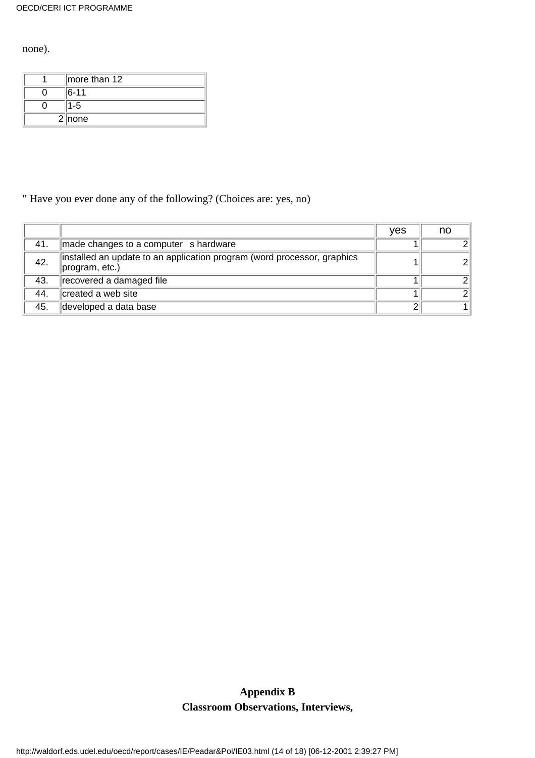none).

| | |
|---|---|
| 1 | more than 12 |
| 0 | 6-11 |
| 0 | 1-5 |
| 2 | none |

" Have you ever done any of the following? (Choices are: yes, no)

| | | yes | no |
|---|---|---|---|
| 41. | made changes to a computer   s hardware | 1 | 2 |
| 42. | installed an update to an application program (word processor, graphics program, etc.) | 1 | 2 |
| 43. | recovered a damaged file | 1 | 2 |
| 44. | created a web site | 1 | 2 |
| 45. | developed a data base | 2 | 1 |

**Appendix B**

**Classroom Observations, Interviews,**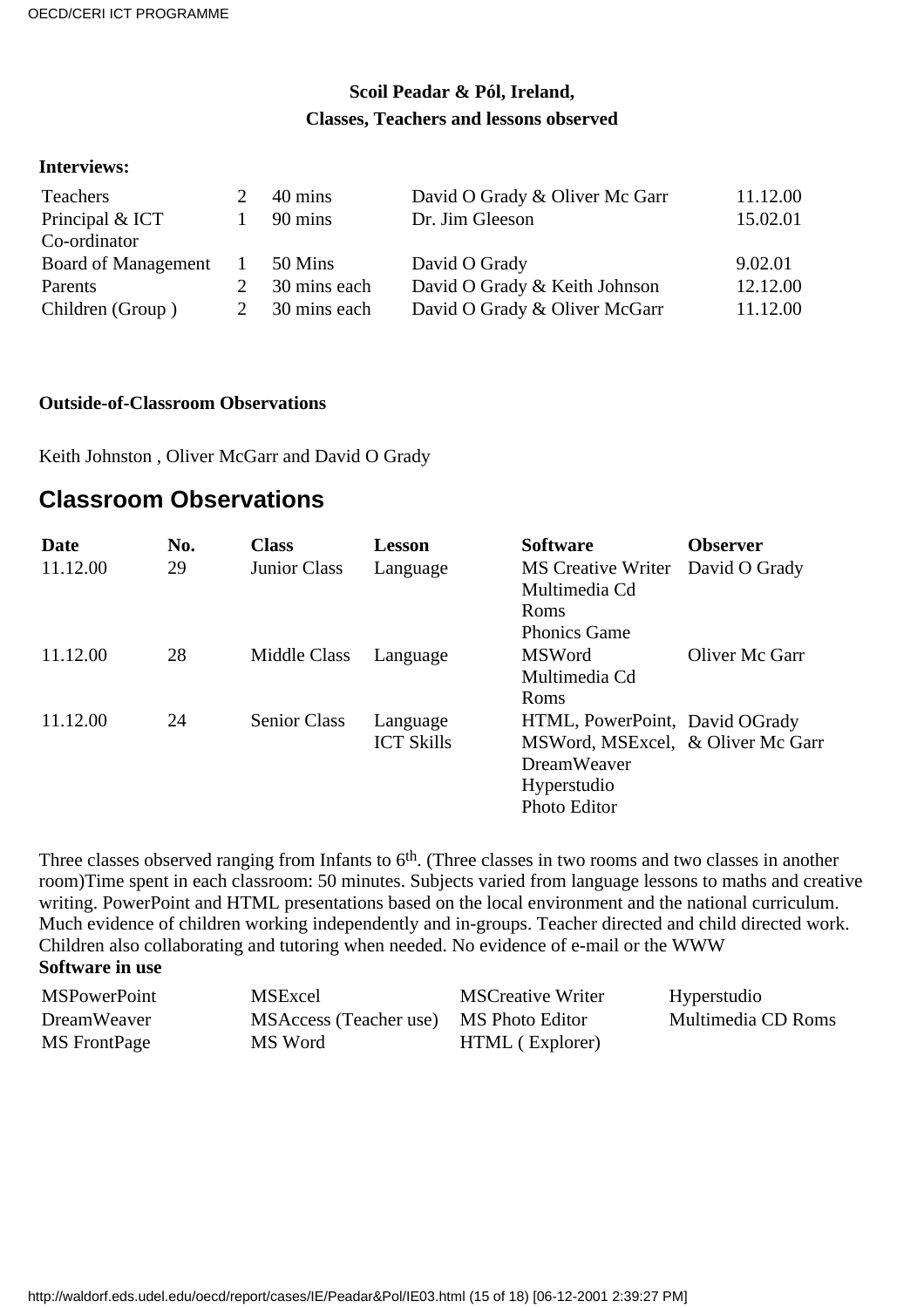**Scoil Peadar & Pól, Ireland,**
**Classes, Teachers and lessons observed**

**Interviews:**

| | | | | |
|---|---|---|---|---|
| Teachers | 2 | 40 mins | David O Grady & Oliver Mc Garr | 11.12.00 |
| Principal & ICT Co-ordinator | 1 | 90 mins | Dr. Jim Gleeson | 15.02.01 |
| Board of Management | 1 | 50 Mins | David O Grady | 9.02.01 |
| Parents | 2 | 30 mins each | David O Grady & Keith Johnson | 12.12.00 |
| Children (Group ) | 2 | 30 mins each | David O Grady & Oliver McGarr | 11.12.00 |

**Outside-of-Classroom Observations**

Keith Johnston , Oliver McGarr and David O Grady

## Classroom Observations

| Date | No. | Class | Lesson | Software | Observer |
|---|---|---|---|---|---|
| 11.12.00 | 29 | Junior Class | Language | MS Creative Writer Multimedia Cd Roms Phonics Game | David O Grady |
| 11.12.00 | 28 | Middle Class | Language | MSWord Multimedia Cd Roms | Oliver Mc Garr |
| 11.12.00 | 24 | Senior Class | Language ICT Skills | HTML, PowerPoint, MSWord, MSExcel, DreamWeaver Hyperstudio Photo Editor | David OGrady & Oliver Mc Garr |

Three classes observed ranging from Infants to 6th. (Three classes in two rooms and two classes in another room)Time spent in each classroom: 50 minutes. Subjects varied from language lessons to maths and creative writing. PowerPoint and HTML presentations based on the local environment and the national curriculum. Much evidence of children working independently and in-groups. Teacher directed and child directed work. Children also collaborating and tutoring when needed. No evidence of e-mail or the WWW

**Software in use**

| | | | |
|---|---|---|---|
| MSPowerPoint | MSExcel | MSCreative Writer | Hyperstudio |
| DreamWeaver | MSAccess (Teacher use) | MS Photo Editor | Multimedia CD Roms |
| MS FrontPage | MS Word | HTML ( Explorer) | |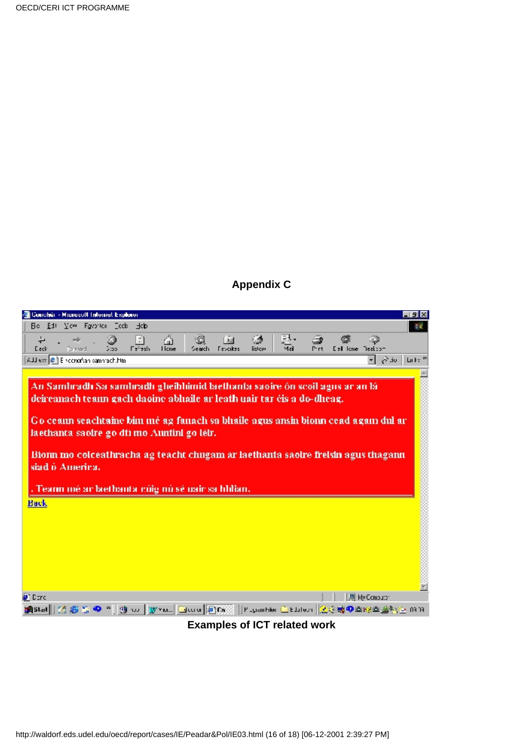## Appendix C

An Samhradh Sa samhradh gheibhimid laethanta saoire ón scoil agus ar an lá deireanach teann gach daoine abhaile ar leath uair tar éis a do-dheag.

Go ceann seachtaine bím mé ag fanach sa bhaile agus ansin bíonn cead agam dul ar laethanta saoire go dti mo Auntinl go léir.

Bíonn mo colceathracha ag teacht chugam ar laethanta saoire freisin agus thagann siad ó America.

. Teann mé ar laethanta rúig nó sé uair sa bhliain.

Back

**Examples of ICT related work**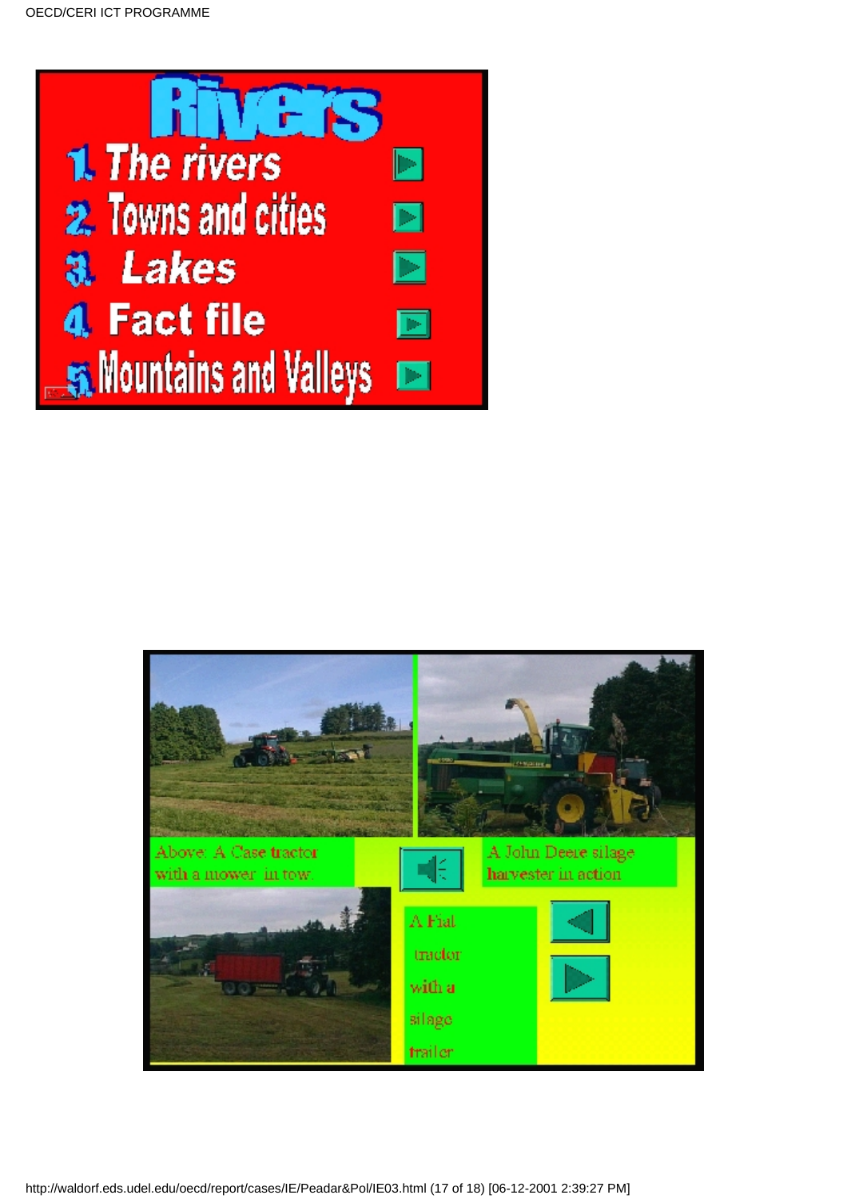# Rivers

1. The rivers
2. Towns and cities
3. Lakes
4. Fact file
5. Mountains and Valleys

Above: A Case tractor with a mower in tow.

A John Deere silage harvester in action

A Fiat tractor with a silage trailer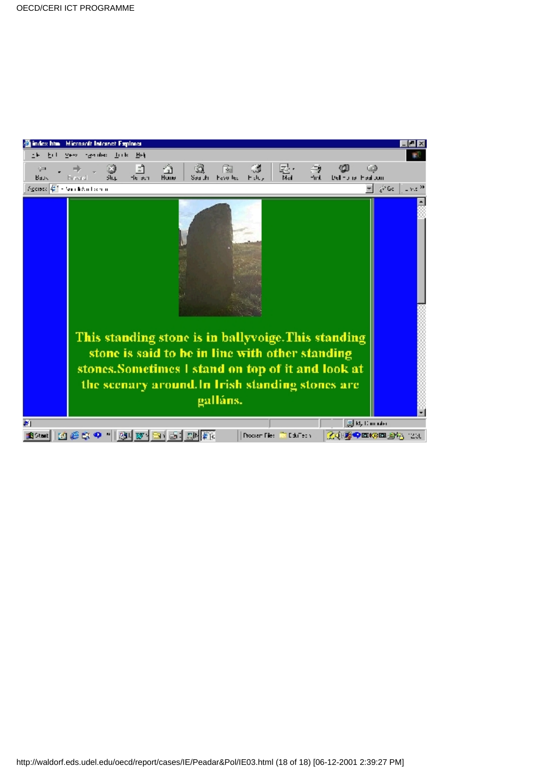This standing stone is in ballyvoige.This standing stone is said to be in line with other standing stones.Sometimes I stand on top of it and look at the scenary around.In Irish standing stones are galláns.